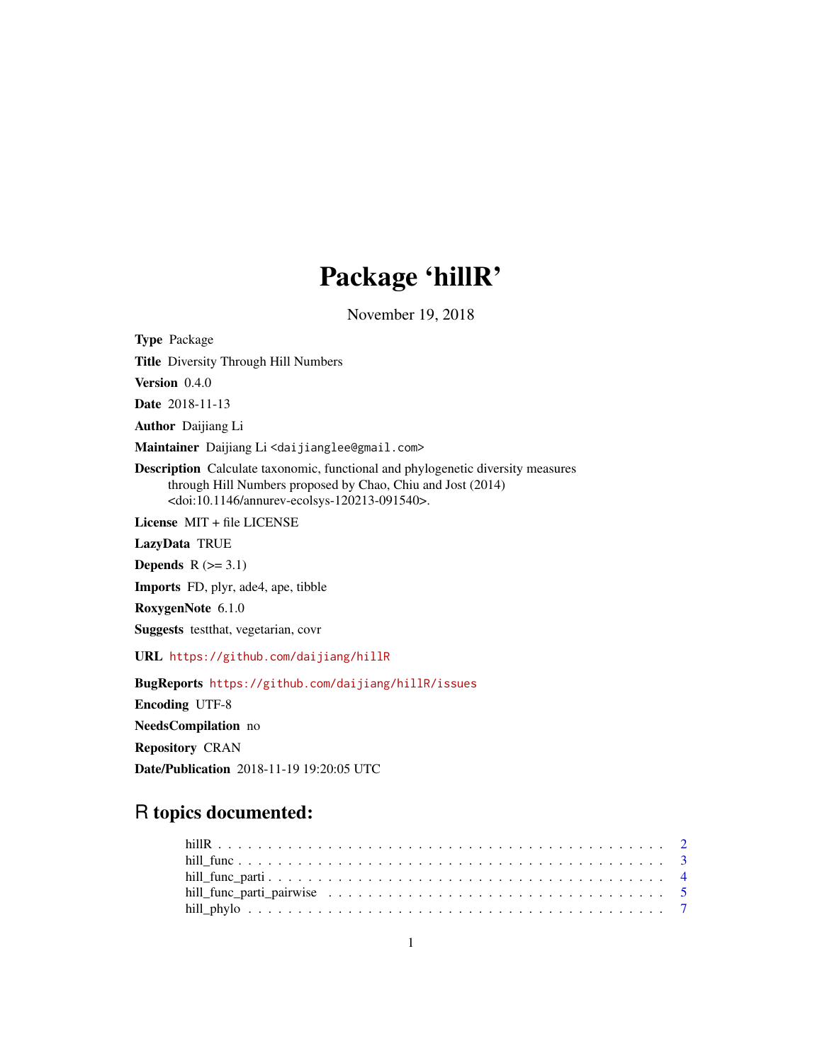# Package 'hillR'

November 19, 2018

**Type** Package

**Title** Diversity Through Hill Numbers

**Version** 0.4.0

**Date** 2018-11-13

**Author** Daijiang Li

**Maintainer** Daijiang Li <daijianglee@gmail.com>

**Description** Calculate taxonomic, functional and phylogenetic diversity measures through Hill Numbers proposed by Chao, Chiu and Jost (2014) <doi:10.1146/annurev-ecolsys-120213-091540>.

**License** MIT + file LICENSE

**LazyData** TRUE

**Depends** R (>= 3.1)

**Imports** FD, plyr, ade4, ape, tibble

**RoxygenNote** 6.1.0

**Suggests** testthat, vegetarian, covr

**URL** https://github.com/daijiang/hillR

**BugReports** https://github.com/daijiang/hillR/issues

**Encoding** UTF-8

**NeedsCompilation** no

**Repository** CRAN

**Date/Publication** 2018-11-19 19:20:05 UTC

## R topics documented:

- hillR . . . . . . . . . . . . . . . . . . . . . . . . . . . . . . . . . . . . . . . . . . 2
- hill_func . . . . . . . . . . . . . . . . . . . . . . . . . . . . . . . . . . . . . . . . 3
- hill_func_parti . . . . . . . . . . . . . . . . . . . . . . . . . . . . . . . . . . . . . 4
- hill_func_parti_pairwise . . . . . . . . . . . . . . . . . . . . . . . . . . . . . . . . 5
- hill_phylo . . . . . . . . . . . . . . . . . . . . . . . . . . . . . . . . . . . . . . . 7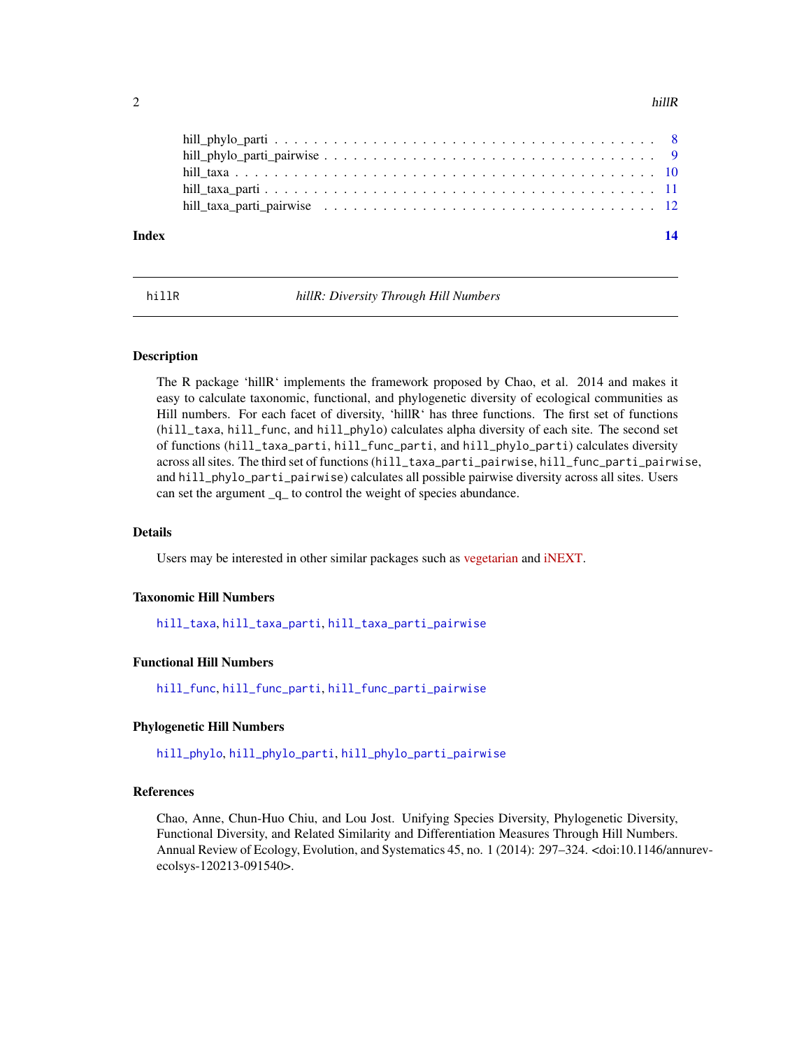hill_phylo_parti . . . . . . . . . . . . . . . . . . . . . . . . . . . . . . . . . . . . . 8
hill_phylo_parti_pairwise . . . . . . . . . . . . . . . . . . . . . . . . . . . . . . . . 9
hill_taxa . . . . . . . . . . . . . . . . . . . . . . . . . . . . . . . . . . . . . . . . . 10
hill_taxa_parti . . . . . . . . . . . . . . . . . . . . . . . . . . . . . . . . . . . . . 11
hill_taxa_parti_pairwise . . . . . . . . . . . . . . . . . . . . . . . . . . . . . . . . 12

**Index** **14**

---

`hillR` *hillR: Diversity Through Hill Numbers*

---

## Description

The R package 'hillR' implements the framework proposed by Chao, et al. 2014 and makes it easy to calculate taxonomic, functional, and phylogenetic diversity of ecological communities as Hill numbers. For each facet of diversity, 'hillR' has three functions. The first set of functions (`hill_taxa`, `hill_func`, and `hill_phylo`) calculates alpha diversity of each site. The second set of functions (`hill_taxa_parti`, `hill_func_parti`, and `hill_phylo_parti`) calculates diversity across all sites. The third set of functions (`hill_taxa_parti_pairwise`, `hill_func_parti_pairwise`, and `hill_phylo_parti_pairwise`) calculates all possible pairwise diversity across all sites. Users can set the argument _q_ to control the weight of species abundance.

## Details

Users may be interested in other similar packages such as vegetarian and iNEXT.

### Taxonomic Hill Numbers

`hill_taxa`, `hill_taxa_parti`, `hill_taxa_parti_pairwise`

### Functional Hill Numbers

`hill_func`, `hill_func_parti`, `hill_func_parti_pairwise`

### Phylogenetic Hill Numbers

`hill_phylo`, `hill_phylo_parti`, `hill_phylo_parti_pairwise`

## References

Chao, Anne, Chun-Huo Chiu, and Lou Jost. Unifying Species Diversity, Phylogenetic Diversity, Functional Diversity, and Related Similarity and Differentiation Measures Through Hill Numbers. Annual Review of Ecology, Evolution, and Systematics 45, no. 1 (2014): 297–324. <doi:10.1146/annurev-ecolsys-120213-091540>.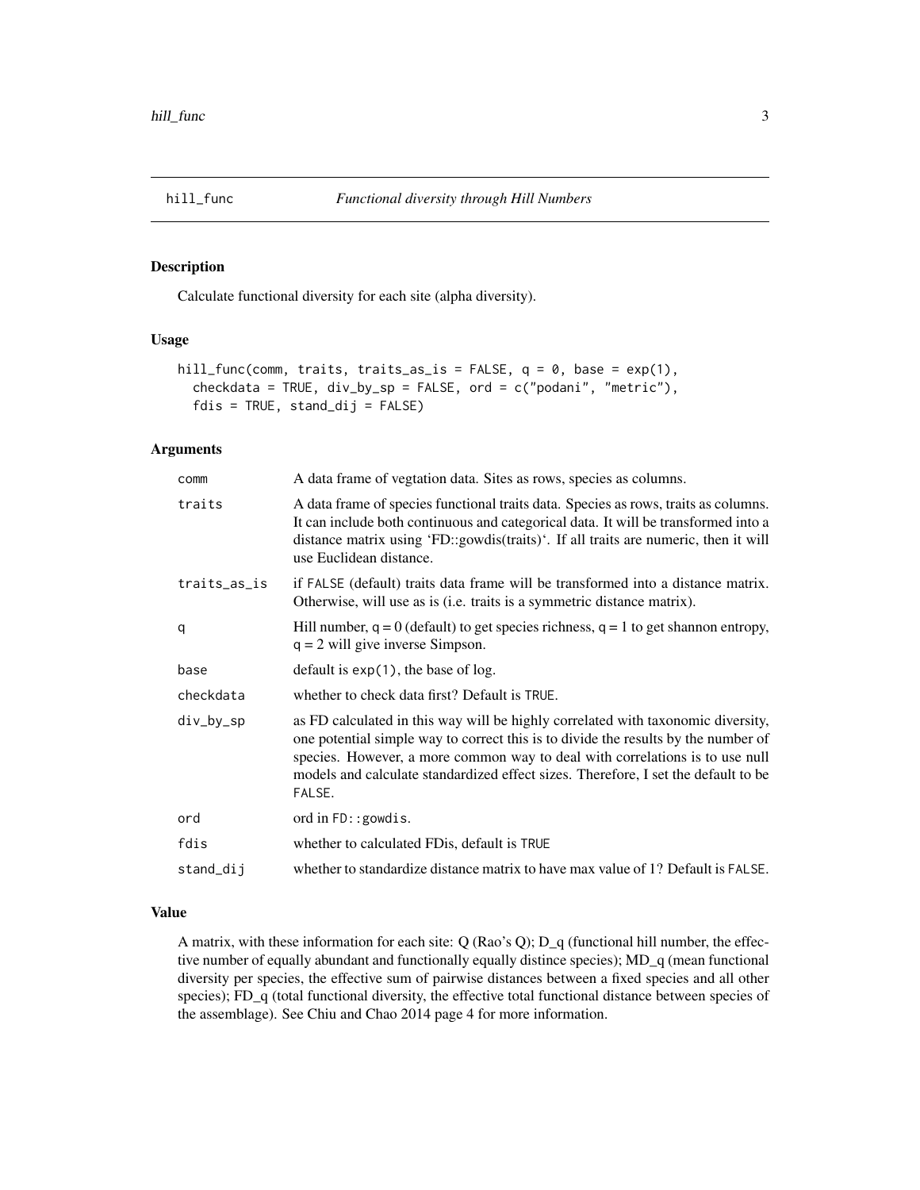# hill_func — *Functional diversity through Hill Numbers*

## Description

Calculate functional diversity for each site (alpha diversity).

## Usage

```
hill_func(comm, traits, traits_as_is = FALSE, q = 0, base = exp(1),
  checkdata = TRUE, div_by_sp = FALSE, ord = c("podani", "metric"),
  fdis = TRUE, stand_dij = FALSE)
```

## Arguments

| Argument | Description |
| --- | --- |
| `comm` | A data frame of vegtation data. Sites as rows, species as columns. |
| `traits` | A data frame of species functional traits data. Species as rows, traits as columns. It can include both continuous and categorical data. It will be transformed into a distance matrix using 'FD::gowdis(traits)'. If all traits are numeric, then it will use Euclidean distance. |
| `traits_as_is` | if `FALSE` (default) traits data frame will be transformed into a distance matrix. Otherwise, will use as is (i.e. traits is a symmetric distance matrix). |
| `q` | Hill number, `q = 0` (default) to get species richness, `q = 1` to get shannon entropy, `q = 2` will give inverse Simpson. |
| `base` | default is `exp(1)`, the base of log. |
| `checkdata` | whether to check data first? Default is `TRUE`. |
| `div_by_sp` | as FD calculated in this way will be highly correlated with taxonomic diversity, one potential simple way to correct this is to divide the results by the number of species. However, a more common way to deal with correlations is to use null models and calculate standardized effect sizes. Therefore, I set the default to be `FALSE`. |
| `ord` | ord in `FD::gowdis`. |
| `fdis` | whether to calculated FDis, default is `TRUE` |
| `stand_dij` | whether to standardize distance matrix to have max value of 1? Default is `FALSE`. |

## Value

A matrix, with these information for each site: Q (Rao's Q); D_q (functional hill number, the effective number of equally abundant and functionally equally distince species); MD_q (mean functional diversity per species, the effective sum of pairwise distances between a fixed species and all other species); FD_q (total functional diversity, the effective total functional distance between species of the assemblage). See Chiu and Chao 2014 page 4 for more information.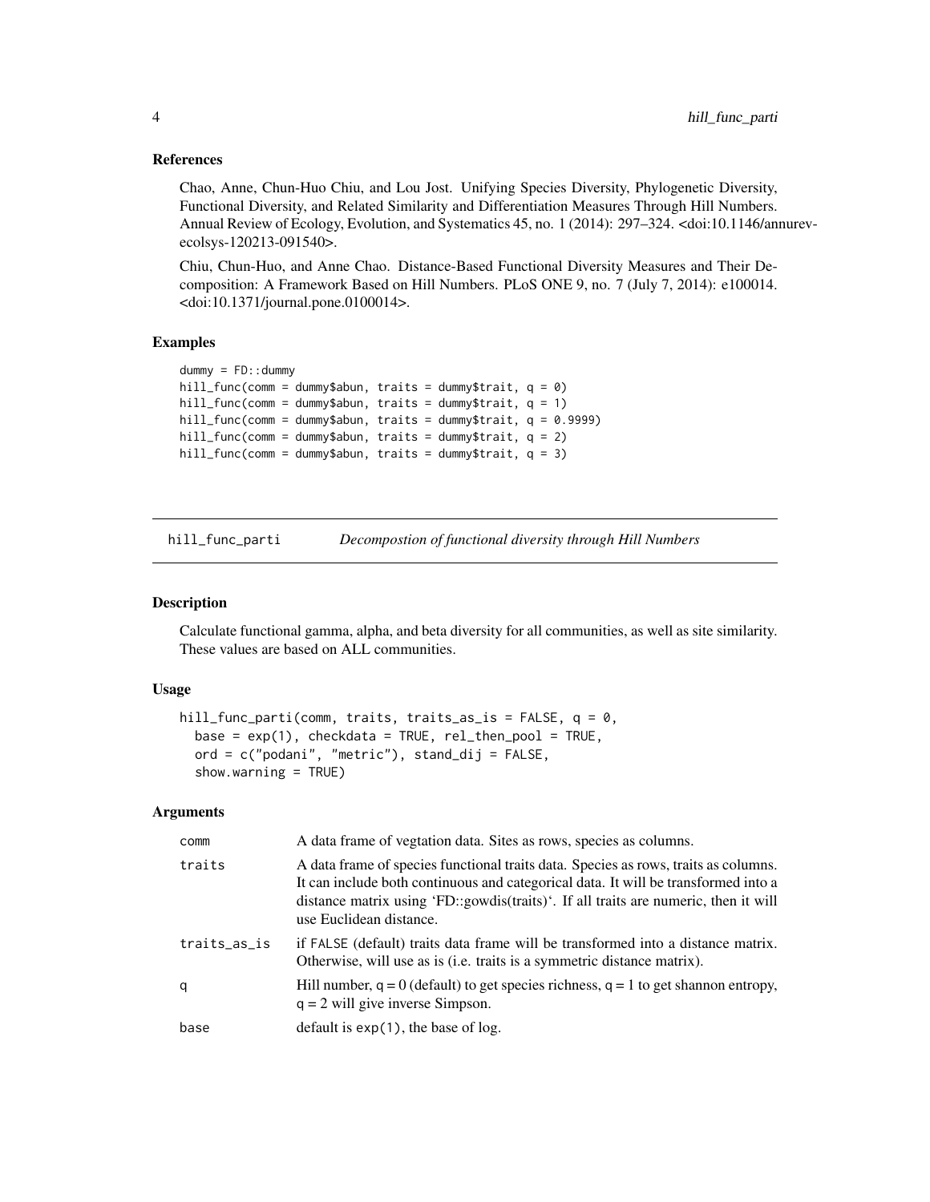### References

Chao, Anne, Chun-Huo Chiu, and Lou Jost. Unifying Species Diversity, Phylogenetic Diversity, Functional Diversity, and Related Similarity and Differentiation Measures Through Hill Numbers. Annual Review of Ecology, Evolution, and Systematics 45, no. 1 (2014): 297–324. <doi:10.1146/annurev-ecolsys-120213-091540>.

Chiu, Chun-Huo, and Anne Chao. Distance-Based Functional Diversity Measures and Their Decomposition: A Framework Based on Hill Numbers. PLoS ONE 9, no. 7 (July 7, 2014): e100014. <doi:10.1371/journal.pone.0100014>.

### Examples

```
dummy = FD::dummy
hill_func(comm = dummy$abun, traits = dummy$trait, q = 0)
hill_func(comm = dummy$abun, traits = dummy$trait, q = 1)
hill_func(comm = dummy$abun, traits = dummy$trait, q = 0.9999)
hill_func(comm = dummy$abun, traits = dummy$trait, q = 2)
hill_func(comm = dummy$abun, traits = dummy$trait, q = 3)
```

---

## hill_func_parti — *Decompostion of functional diversity through Hill Numbers*

### Description

Calculate functional gamma, alpha, and beta diversity for all communities, as well as site similarity. These values are based on ALL communities.

### Usage

```
hill_func_parti(comm, traits, traits_as_is = FALSE, q = 0,
  base = exp(1), checkdata = TRUE, rel_then_pool = TRUE,
  ord = c("podani", "metric"), stand_dij = FALSE,
  show.warning = TRUE)
```

### Arguments

| | |
|---|---|
| comm | A data frame of vegtation data. Sites as rows, species as columns. |
| traits | A data frame of species functional traits data. Species as rows, traits as columns. It can include both continuous and categorical data. It will be transformed into a distance matrix using 'FD::gowdis(traits)'. If all traits are numeric, then it will use Euclidean distance. |
| traits_as_is | if FALSE (default) traits data frame will be transformed into a distance matrix. Otherwise, will use as is (i.e. traits is a symmetric distance matrix). |
| q | Hill number, q = 0 (default) to get species richness, q = 1 to get shannon entropy, q = 2 will give inverse Simpson. |
| base | default is exp(1), the base of log. |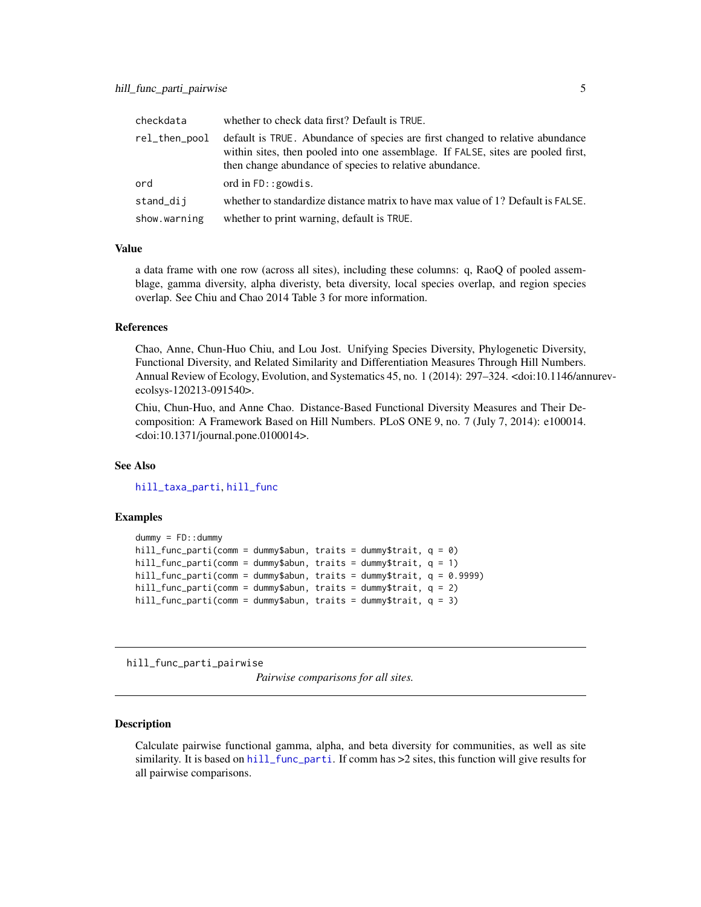| | |
|---|---|
| checkdata | whether to check data first? Default is TRUE. |
| rel_then_pool | default is TRUE. Abundance of species are first changed to relative abundance within sites, then pooled into one assemblage. If FALSE, sites are pooled first, then change abundance of species to relative abundance. |
| ord | ord in FD::gowdis. |
| stand_dij | whether to standardize distance matrix to have max value of 1? Default is FALSE. |
| show.warning | whether to print warning, default is TRUE. |

### Value

a data frame with one row (across all sites), including these columns: q, RaoQ of pooled assemblage, gamma diversity, alpha diveristy, beta diversity, local species overlap, and region species overlap. See Chiu and Chao 2014 Table 3 for more information.

### References

Chao, Anne, Chun-Huo Chiu, and Lou Jost. Unifying Species Diversity, Phylogenetic Diversity, Functional Diversity, and Related Similarity and Differentiation Measures Through Hill Numbers. Annual Review of Ecology, Evolution, and Systematics 45, no. 1 (2014): 297–324. <doi:10.1146/annurev-ecolsys-120213-091540>.

Chiu, Chun-Huo, and Anne Chao. Distance-Based Functional Diversity Measures and Their Decomposition: A Framework Based on Hill Numbers. PLoS ONE 9, no. 7 (July 7, 2014): e100014. <doi:10.1371/journal.pone.0100014>.

### See Also

hill_taxa_parti, hill_func

### Examples

```
dummy = FD::dummy
hill_func_parti(comm = dummy$abun, traits = dummy$trait, q = 0)
hill_func_parti(comm = dummy$abun, traits = dummy$trait, q = 1)
hill_func_parti(comm = dummy$abun, traits = dummy$trait, q = 0.9999)
hill_func_parti(comm = dummy$abun, traits = dummy$trait, q = 2)
hill_func_parti(comm = dummy$abun, traits = dummy$trait, q = 3)
```

---

## hill_func_parti_pairwise

*Pairwise comparisons for all sites.*

### Description

Calculate pairwise functional gamma, alpha, and beta diversity for communities, as well as site similarity. It is based on hill_func_parti. If comm has >2 sites, this function will give results for all pairwise comparisons.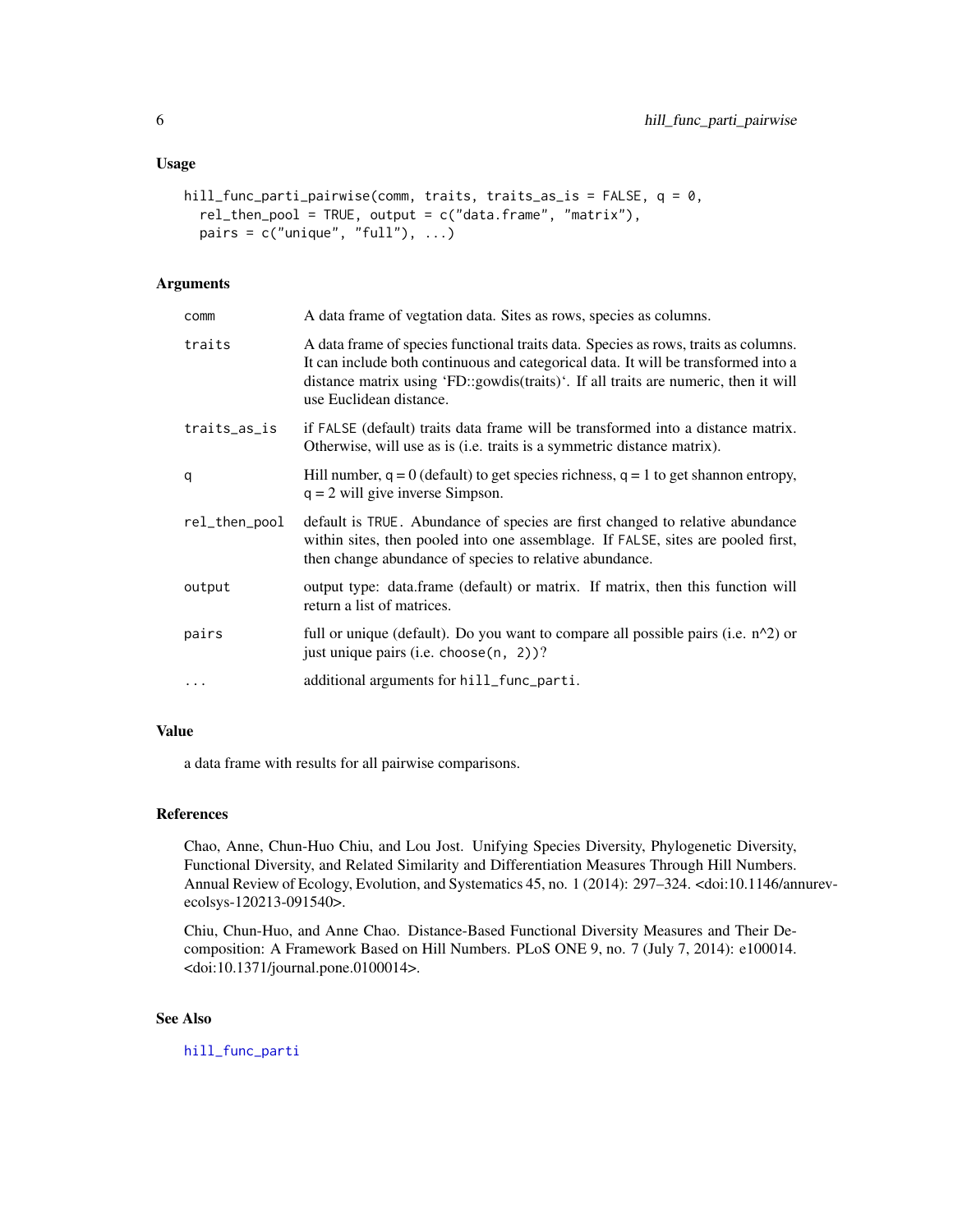### Usage

```
hill_func_parti_pairwise(comm, traits, traits_as_is = FALSE, q = 0,
  rel_then_pool = TRUE, output = c("data.frame", "matrix"),
  pairs = c("unique", "full"), ...)
```

### Arguments

| | |
|---|---|
| comm | A data frame of vegtation data. Sites as rows, species as columns. |
| traits | A data frame of species functional traits data. Species as rows, traits as columns. It can include both continuous and categorical data. It will be transformed into a distance matrix using 'FD::gowdis(traits)'. If all traits are numeric, then it will use Euclidean distance. |
| traits_as_is | if FALSE (default) traits data frame will be transformed into a distance matrix. Otherwise, will use as is (i.e. traits is a symmetric distance matrix). |
| q | Hill number, q = 0 (default) to get species richness, q = 1 to get shannon entropy, q = 2 will give inverse Simpson. |
| rel_then_pool | default is TRUE. Abundance of species are first changed to relative abundance within sites, then pooled into one assemblage. If FALSE, sites are pooled first, then change abundance of species to relative abundance. |
| output | output type: data.frame (default) or matrix. If matrix, then this function will return a list of matrices. |
| pairs | full or unique (default). Do you want to compare all possible pairs (i.e. n^2) or just unique pairs (i.e. choose(n, 2))? |
| ... | additional arguments for hill_func_parti. |

### Value

a data frame with results for all pairwise comparisons.

### References

Chao, Anne, Chun-Huo Chiu, and Lou Jost. Unifying Species Diversity, Phylogenetic Diversity, Functional Diversity, and Related Similarity and Differentiation Measures Through Hill Numbers. Annual Review of Ecology, Evolution, and Systematics 45, no. 1 (2014): 297–324. <doi:10.1146/annurev-ecolsys-120213-091540>.

Chiu, Chun-Huo, and Anne Chao. Distance-Based Functional Diversity Measures and Their Decomposition: A Framework Based on Hill Numbers. PLoS ONE 9, no. 7 (July 7, 2014): e100014. <doi:10.1371/journal.pone.0100014>.

### See Also

hill_func_parti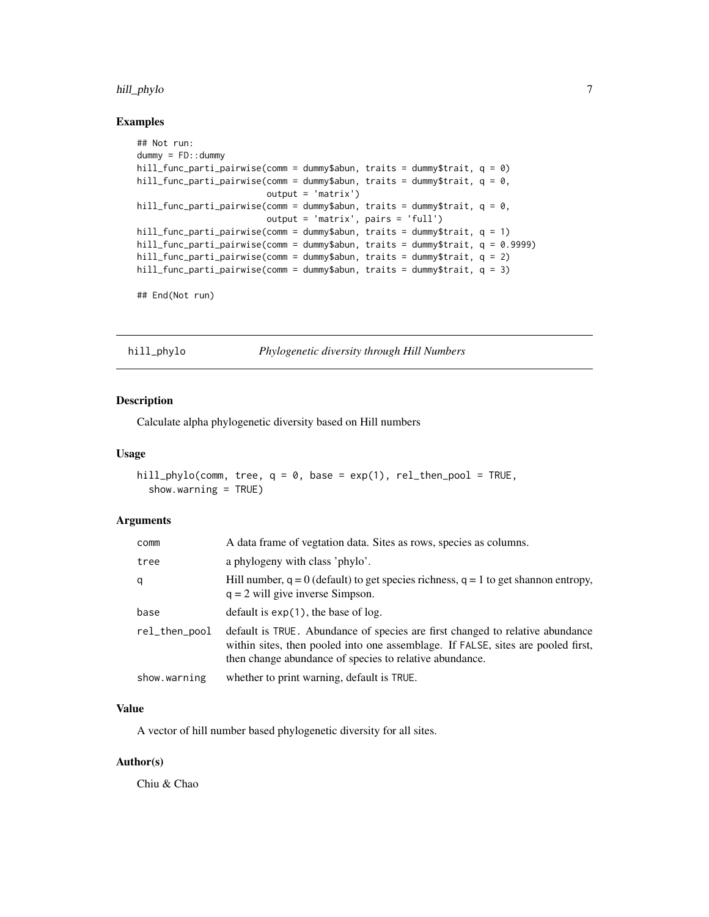### Examples

```
## Not run:
dummy = FD::dummy
hill_func_parti_pairwise(comm = dummy$abun, traits = dummy$trait, q = 0)
hill_func_parti_pairwise(comm = dummy$abun, traits = dummy$trait, q = 0,
                         output = 'matrix')
hill_func_parti_pairwise(comm = dummy$abun, traits = dummy$trait, q = 0,
                         output = 'matrix', pairs = 'full')
hill_func_parti_pairwise(comm = dummy$abun, traits = dummy$trait, q = 1)
hill_func_parti_pairwise(comm = dummy$abun, traits = dummy$trait, q = 0.9999)
hill_func_parti_pairwise(comm = dummy$abun, traits = dummy$trait, q = 2)
hill_func_parti_pairwise(comm = dummy$abun, traits = dummy$trait, q = 3)

## End(Not run)
```

---

## hill_phylo — *Phylogenetic diversity through Hill Numbers*

---

### Description

Calculate alpha phylogenetic diversity based on Hill numbers

### Usage

```
hill_phylo(comm, tree, q = 0, base = exp(1), rel_then_pool = TRUE,
  show.warning = TRUE)
```

### Arguments

| | |
|---|---|
| comm | A data frame of vegtation data. Sites as rows, species as columns. |
| tree | a phylogeny with class 'phylo'. |
| q | Hill number, q = 0 (default) to get species richness, q = 1 to get shannon entropy, q = 2 will give inverse Simpson. |
| base | default is exp(1), the base of log. |
| rel_then_pool | default is TRUE. Abundance of species are first changed to relative abundance within sites, then pooled into one assemblage. If FALSE, sites are pooled first, then change abundance of species to relative abundance. |
| show.warning | whether to print warning, default is TRUE. |

### Value

A vector of hill number based phylogenetic diversity for all sites.

### Author(s)

Chiu & Chao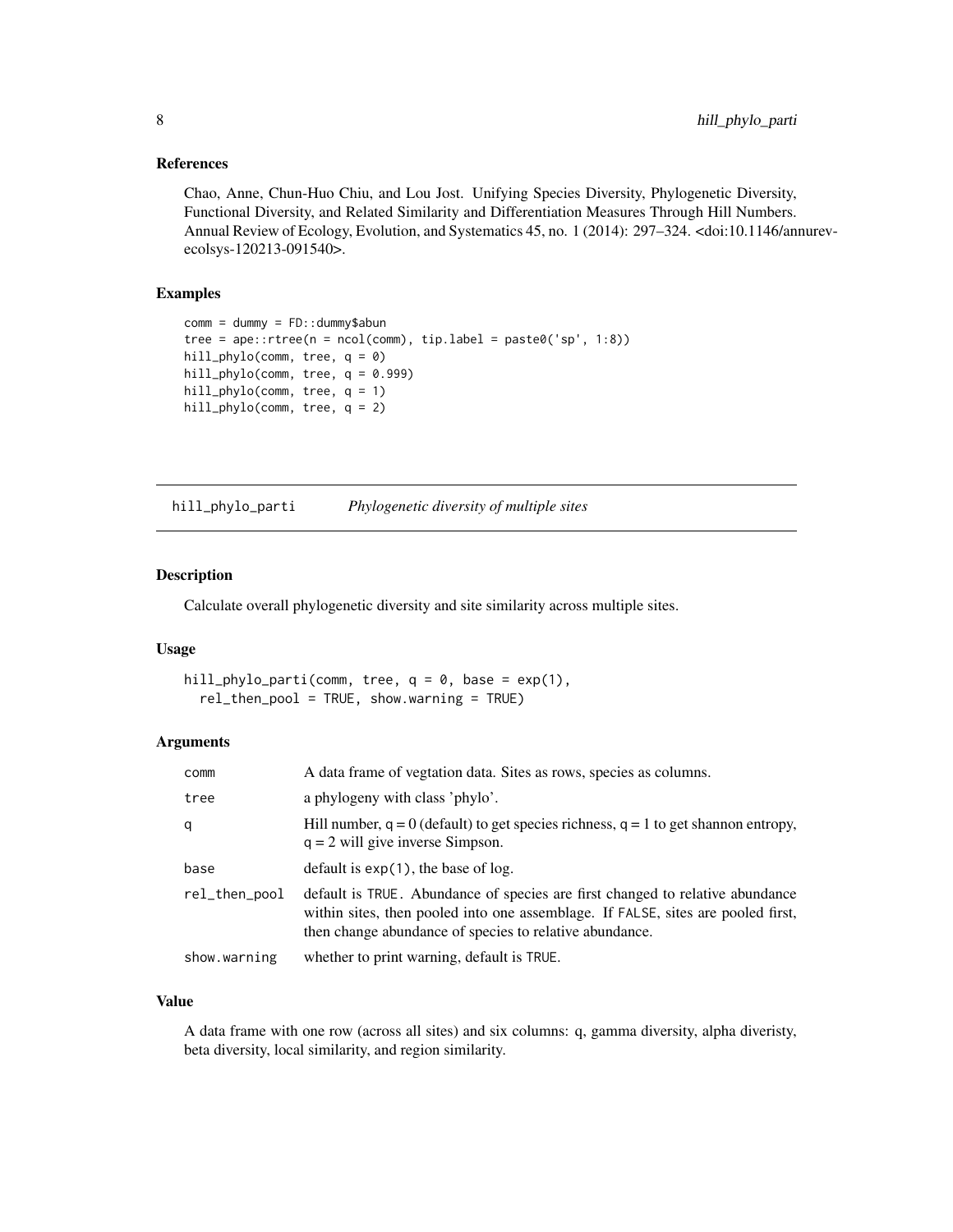## References

Chao, Anne, Chun-Huo Chiu, and Lou Jost. Unifying Species Diversity, Phylogenetic Diversity, Functional Diversity, and Related Similarity and Differentiation Measures Through Hill Numbers. Annual Review of Ecology, Evolution, and Systematics 45, no. 1 (2014): 297–324. <doi:10.1146/annurev-ecolsys-120213-091540>.

## Examples

```
comm = dummy = FD::dummy$abun
tree = ape::rtree(n = ncol(comm), tip.label = paste0('sp', 1:8))
hill_phylo(comm, tree, q = 0)
hill_phylo(comm, tree, q = 0.999)
hill_phylo(comm, tree, q = 1)
hill_phylo(comm, tree, q = 2)
```

---

# hill_phylo_parti — *Phylogenetic diversity of multiple sites*

## Description

Calculate overall phylogenetic diversity and site similarity across multiple sites.

## Usage

```
hill_phylo_parti(comm, tree, q = 0, base = exp(1),
  rel_then_pool = TRUE, show.warning = TRUE)
```

## Arguments

| | |
|---|---|
| comm | A data frame of vegtation data. Sites as rows, species as columns. |
| tree | a phylogeny with class 'phylo'. |
| q | Hill number, q = 0 (default) to get species richness, q = 1 to get shannon entropy, q = 2 will give inverse Simpson. |
| base | default is exp(1), the base of log. |
| rel_then_pool | default is TRUE. Abundance of species are first changed to relative abundance within sites, then pooled into one assemblage. If FALSE, sites are pooled first, then change abundance of species to relative abundance. |
| show.warning | whether to print warning, default is TRUE. |

## Value

A data frame with one row (across all sites) and six columns: q, gamma diversity, alpha diveristy, beta diversity, local similarity, and region similarity.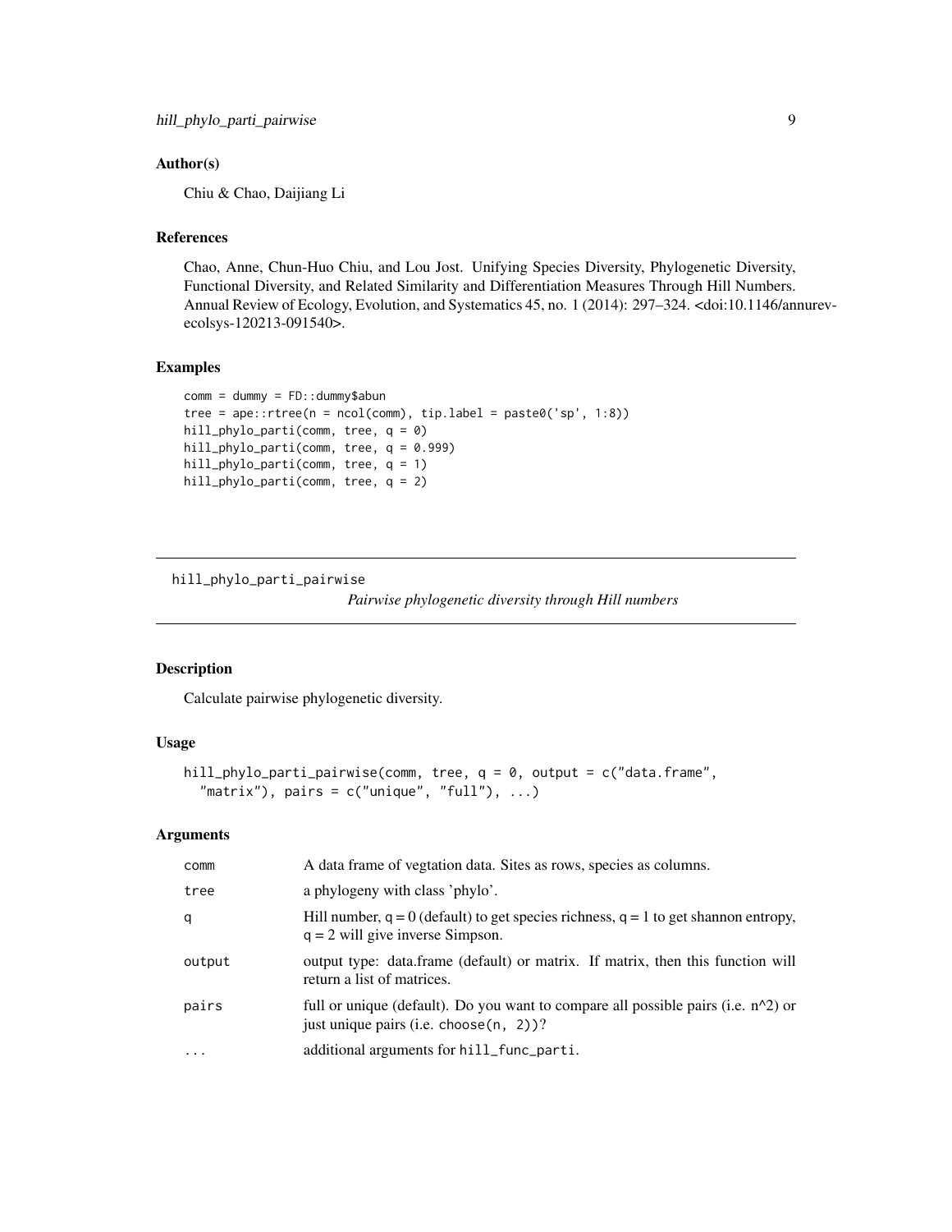## Author(s)

Chiu & Chao, Daijiang Li

## References

Chao, Anne, Chun-Huo Chiu, and Lou Jost. Unifying Species Diversity, Phylogenetic Diversity, Functional Diversity, and Related Similarity and Differentiation Measures Through Hill Numbers. Annual Review of Ecology, Evolution, and Systematics 45, no. 1 (2014): 297–324. <doi:10.1146/annurev-ecolsys-120213-091540>.

## Examples

```
comm = dummy = FD::dummy$abun
tree = ape::rtree(n = ncol(comm), tip.label = paste0('sp', 1:8))
hill_phylo_parti(comm, tree, q = 0)
hill_phylo_parti(comm, tree, q = 0.999)
hill_phylo_parti(comm, tree, q = 1)
hill_phylo_parti(comm, tree, q = 2)
```

---

# hill_phylo_parti_pairwise

*Pairwise phylogenetic diversity through Hill numbers*

## Description

Calculate pairwise phylogenetic diversity.

## Usage

```
hill_phylo_parti_pairwise(comm, tree, q = 0, output = c("data.frame",
  "matrix"), pairs = c("unique", "full"), ...)
```

## Arguments

| | |
|---|---|
| comm | A data frame of vegtation data. Sites as rows, species as columns. |
| tree | a phylogeny with class 'phylo'. |
| q | Hill number, q = 0 (default) to get species richness, q = 1 to get shannon entropy, q = 2 will give inverse Simpson. |
| output | output type: data.frame (default) or matrix. If matrix, then this function will return a list of matrices. |
| pairs | full or unique (default). Do you want to compare all possible pairs (i.e. n^2) or just unique pairs (i.e. choose(n, 2))? |
| ... | additional arguments for hill_func_parti. |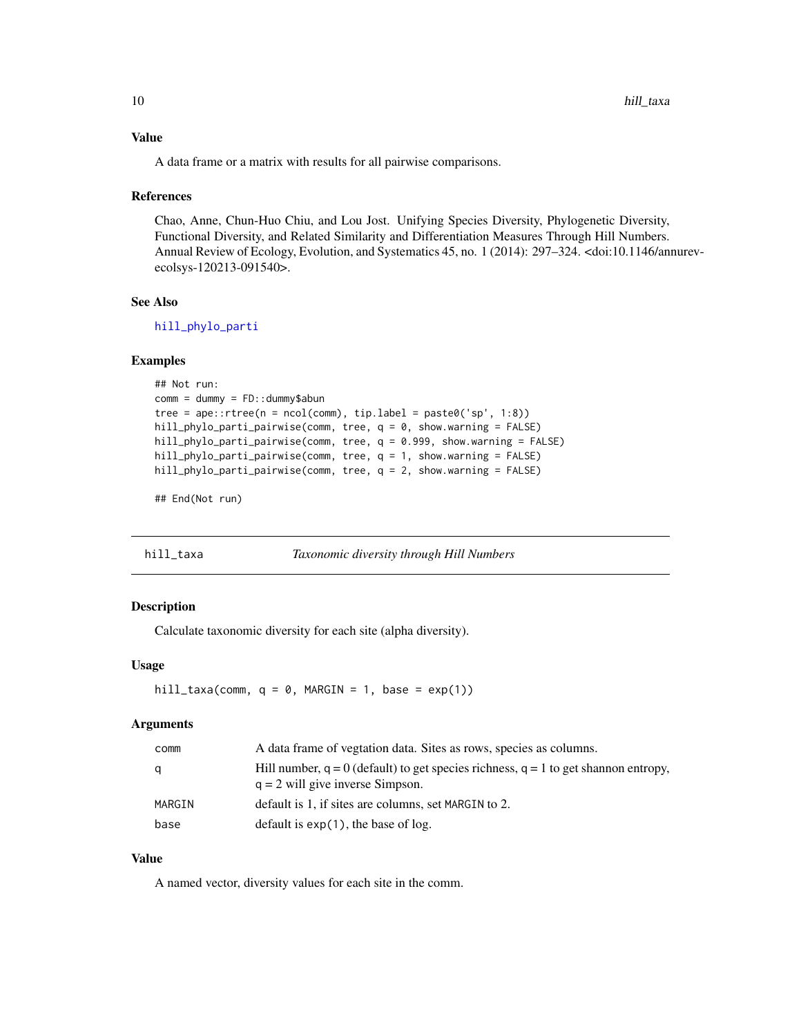### Value

A data frame or a matrix with results for all pairwise comparisons.

### References

Chao, Anne, Chun-Huo Chiu, and Lou Jost. Unifying Species Diversity, Phylogenetic Diversity, Functional Diversity, and Related Similarity and Differentiation Measures Through Hill Numbers. Annual Review of Ecology, Evolution, and Systematics 45, no. 1 (2014): 297–324. <doi:10.1146/annurev-ecolsys-120213-091540>.

### See Also

hill_phylo_parti

### Examples

```
## Not run:
comm = dummy = FD::dummy$abun
tree = ape::rtree(n = ncol(comm), tip.label = paste0('sp', 1:8))
hill_phylo_parti_pairwise(comm, tree, q = 0, show.warning = FALSE)
hill_phylo_parti_pairwise(comm, tree, q = 0.999, show.warning = FALSE)
hill_phylo_parti_pairwise(comm, tree, q = 1, show.warning = FALSE)
hill_phylo_parti_pairwise(comm, tree, q = 2, show.warning = FALSE)

## End(Not run)
```

---

## hill_taxa — *Taxonomic diversity through Hill Numbers*

---

### Description

Calculate taxonomic diversity for each site (alpha diversity).

### Usage

```
hill_taxa(comm, q = 0, MARGIN = 1, base = exp(1))
```

### Arguments

| | |
|---|---|
| comm | A data frame of vegtation data. Sites as rows, species as columns. |
| q | Hill number, q = 0 (default) to get species richness, q = 1 to get shannon entropy, q = 2 will give inverse Simpson. |
| MARGIN | default is 1, if sites are columns, set MARGIN to 2. |
| base | default is exp(1), the base of log. |

### Value

A named vector, diversity values for each site in the comm.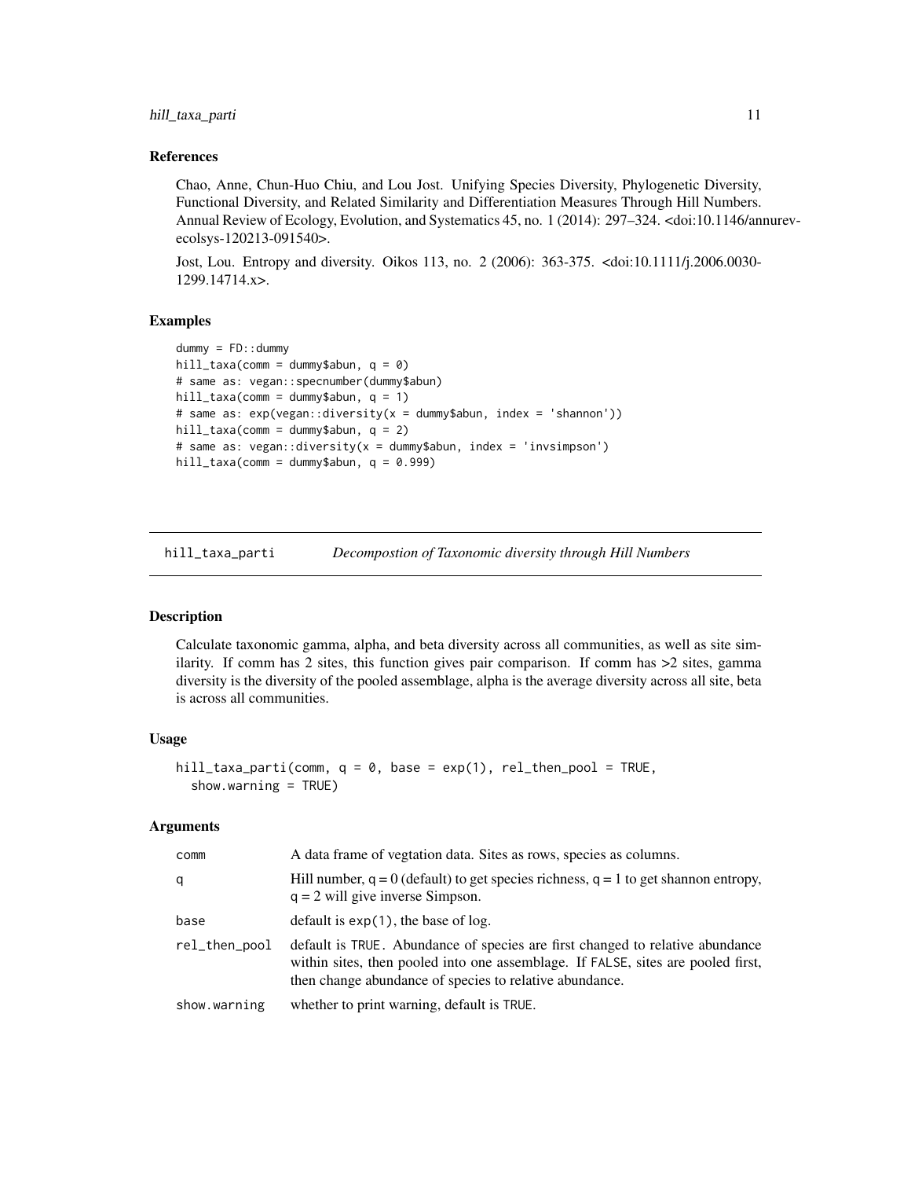### References

Chao, Anne, Chun-Huo Chiu, and Lou Jost. Unifying Species Diversity, Phylogenetic Diversity, Functional Diversity, and Related Similarity and Differentiation Measures Through Hill Numbers. Annual Review of Ecology, Evolution, and Systematics 45, no. 1 (2014): 297–324. <doi:10.1146/annurev-ecolsys-120213-091540>.

Jost, Lou. Entropy and diversity. Oikos 113, no. 2 (2006): 363-375. <doi:10.1111/j.2006.0030-1299.14714.x>.

### Examples

```
dummy = FD::dummy
hill_taxa(comm = dummy$abun, q = 0)
# same as: vegan::specnumber(dummy$abun)
hill_taxa(comm = dummy$abun, q = 1)
# same as: exp(vegan::diversity(x = dummy$abun, index = 'shannon'))
hill_taxa(comm = dummy$abun, q = 2)
# same as: vegan::diversity(x = dummy$abun, index = 'invsimpson')
hill_taxa(comm = dummy$abun, q = 0.999)
```

---

## hill_taxa_parti — *Decompostion of Taxonomic diversity through Hill Numbers*

### Description

Calculate taxonomic gamma, alpha, and beta diversity across all communities, as well as site similarity. If comm has 2 sites, this function gives pair comparison. If comm has >2 sites, gamma diversity is the diversity of the pooled assemblage, alpha is the average diversity across all site, beta is across all communities.

### Usage

```
hill_taxa_parti(comm, q = 0, base = exp(1), rel_then_pool = TRUE,
  show.warning = TRUE)
```

### Arguments

| | |
|---|---|
| comm | A data frame of vegtation data. Sites as rows, species as columns. |
| q | Hill number, q = 0 (default) to get species richness, q = 1 to get shannon entropy, q = 2 will give inverse Simpson. |
| base | default is exp(1), the base of log. |
| rel_then_pool | default is TRUE. Abundance of species are first changed to relative abundance within sites, then pooled into one assemblage. If FALSE, sites are pooled first, then change abundance of species to relative abundance. |
| show.warning | whether to print warning, default is TRUE. |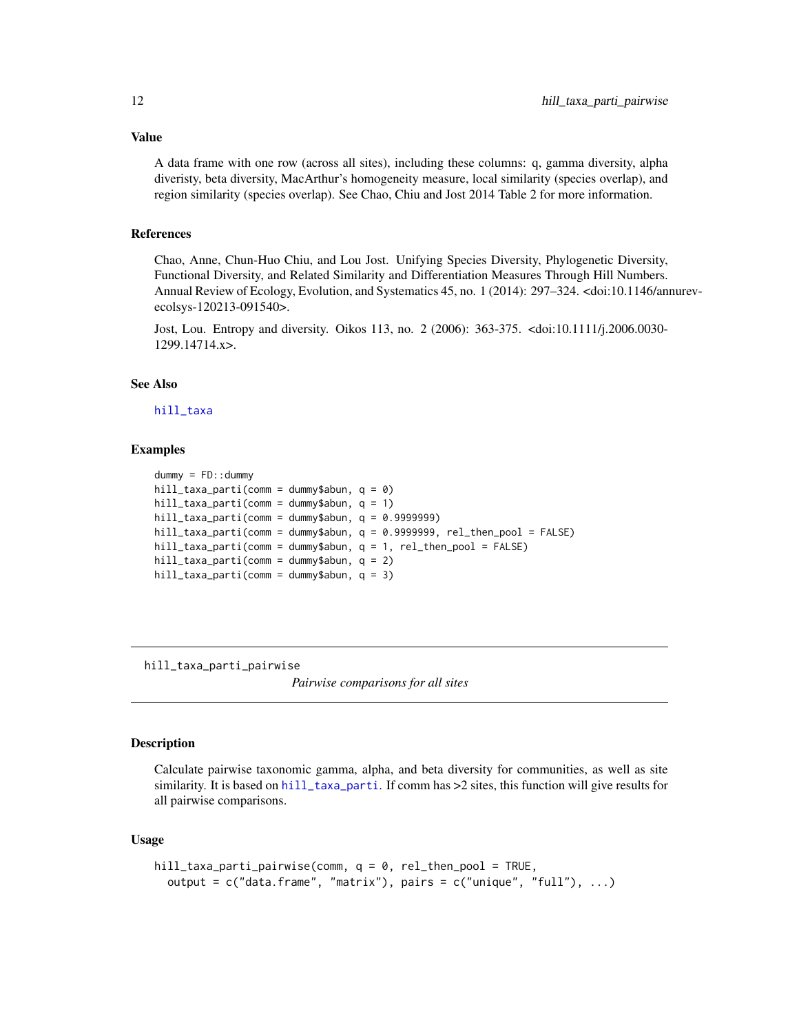### Value

A data frame with one row (across all sites), including these columns: q, gamma diversity, alpha diveristy, beta diversity, MacArthur's homogeneity measure, local similarity (species overlap), and region similarity (species overlap). See Chao, Chiu and Jost 2014 Table 2 for more information.

### References

Chao, Anne, Chun-Huo Chiu, and Lou Jost. Unifying Species Diversity, Phylogenetic Diversity, Functional Diversity, and Related Similarity and Differentiation Measures Through Hill Numbers. Annual Review of Ecology, Evolution, and Systematics 45, no. 1 (2014): 297–324. <doi:10.1146/annurev-ecolsys-120213-091540>.

Jost, Lou. Entropy and diversity. Oikos 113, no. 2 (2006): 363-375. <doi:10.1111/j.2006.0030-1299.14714.x>.

### See Also

hill_taxa

### Examples

```
dummy = FD::dummy
hill_taxa_parti(comm = dummy$abun, q = 0)
hill_taxa_parti(comm = dummy$abun, q = 1)
hill_taxa_parti(comm = dummy$abun, q = 0.9999999)
hill_taxa_parti(comm = dummy$abun, q = 0.9999999, rel_then_pool = FALSE)
hill_taxa_parti(comm = dummy$abun, q = 1, rel_then_pool = FALSE)
hill_taxa_parti(comm = dummy$abun, q = 2)
hill_taxa_parti(comm = dummy$abun, q = 3)
```

---

## hill_taxa_parti_pairwise

*Pairwise comparisons for all sites*

### Description

Calculate pairwise taxonomic gamma, alpha, and beta diversity for communities, as well as site similarity. It is based on hill_taxa_parti. If comm has >2 sites, this function will give results for all pairwise comparisons.

### Usage

```
hill_taxa_parti_pairwise(comm, q = 0, rel_then_pool = TRUE,
  output = c("data.frame", "matrix"), pairs = c("unique", "full"), ...)
```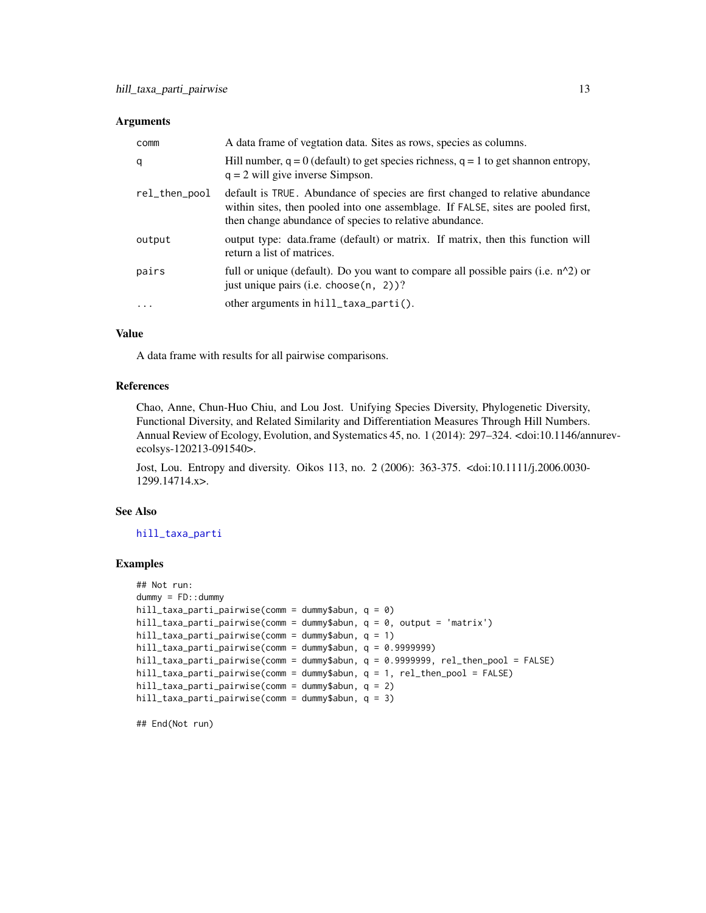### Arguments

| | |
|---|---|
| comm | A data frame of vegtation data. Sites as rows, species as columns. |
| q | Hill number, q = 0 (default) to get species richness, q = 1 to get shannon entropy, q = 2 will give inverse Simpson. |
| rel_then_pool | default is TRUE. Abundance of species are first changed to relative abundance within sites, then pooled into one assemblage. If FALSE, sites are pooled first, then change abundance of species to relative abundance. |
| output | output type: data.frame (default) or matrix. If matrix, then this function will return a list of matrices. |
| pairs | full or unique (default). Do you want to compare all possible pairs (i.e. n^2) or just unique pairs (i.e. choose(n, 2))? |
| ... | other arguments in hill_taxa_parti(). |

### Value

A data frame with results for all pairwise comparisons.

### References

Chao, Anne, Chun-Huo Chiu, and Lou Jost. Unifying Species Diversity, Phylogenetic Diversity, Functional Diversity, and Related Similarity and Differentiation Measures Through Hill Numbers. Annual Review of Ecology, Evolution, and Systematics 45, no. 1 (2014): 297–324. <doi:10.1146/annurev-ecolsys-120213-091540>.

Jost, Lou. Entropy and diversity. Oikos 113, no. 2 (2006): 363-375. <doi:10.1111/j.2006.0030-1299.14714.x>.

### See Also

hill_taxa_parti

### Examples

```
## Not run:
dummy = FD::dummy
hill_taxa_parti_pairwise(comm = dummy$abun, q = 0)
hill_taxa_parti_pairwise(comm = dummy$abun, q = 0, output = 'matrix')
hill_taxa_parti_pairwise(comm = dummy$abun, q = 1)
hill_taxa_parti_pairwise(comm = dummy$abun, q = 0.9999999)
hill_taxa_parti_pairwise(comm = dummy$abun, q = 0.9999999, rel_then_pool = FALSE)
hill_taxa_parti_pairwise(comm = dummy$abun, q = 1, rel_then_pool = FALSE)
hill_taxa_parti_pairwise(comm = dummy$abun, q = 2)
hill_taxa_parti_pairwise(comm = dummy$abun, q = 3)

## End(Not run)
```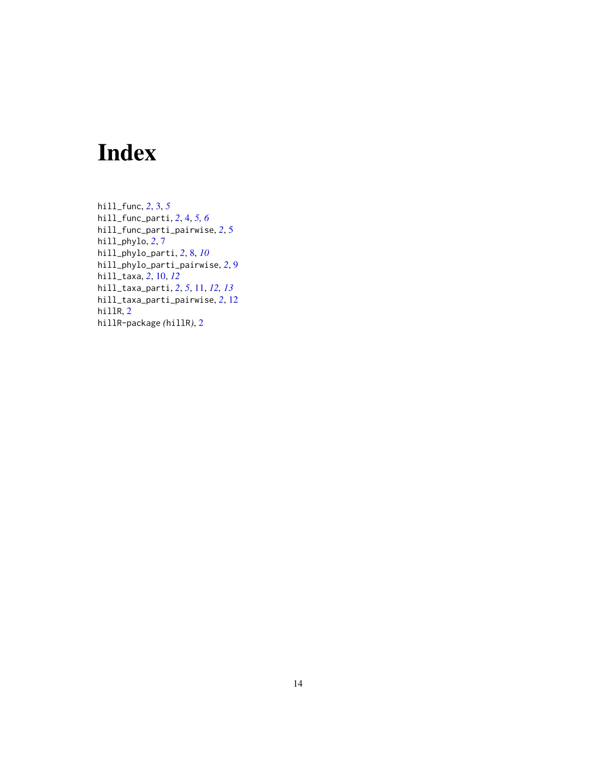# Index

hill_func, *2*, 3, *5*
hill_func_parti, *2*, 4, *5, 6*
hill_func_parti_pairwise, *2*, 5
hill_phylo, *2*, 7
hill_phylo_parti, *2*, 8, *10*
hill_phylo_parti_pairwise, *2*, 9
hill_taxa, *2*, 10, *12*
hill_taxa_parti, *2*, *5*, 11, *12, 13*
hill_taxa_parti_pairwise, *2*, 12
hillR, 2
hillR-package *(*hillR*)*, 2